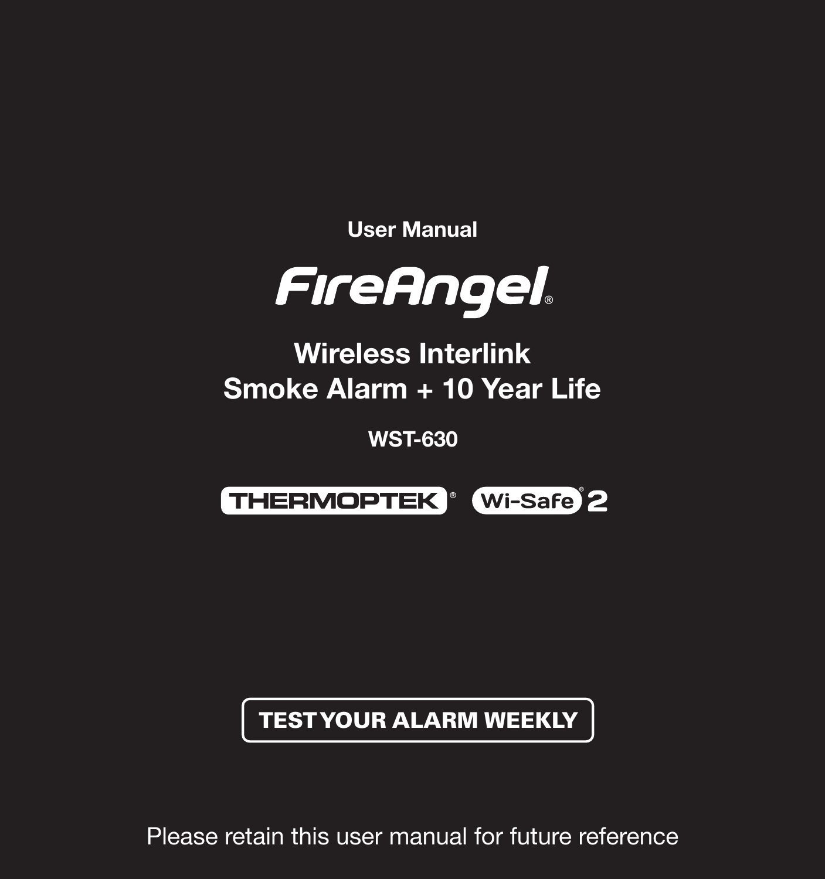User Manual

# FireAngel®

## Wireless Interlink
## Smoke Alarm + 10 Year Life

**WST-630**

THERMOPTEK® Wi-Safe® 2

**TEST YOUR ALARM WEEKLY**

Please retain this user manual for future reference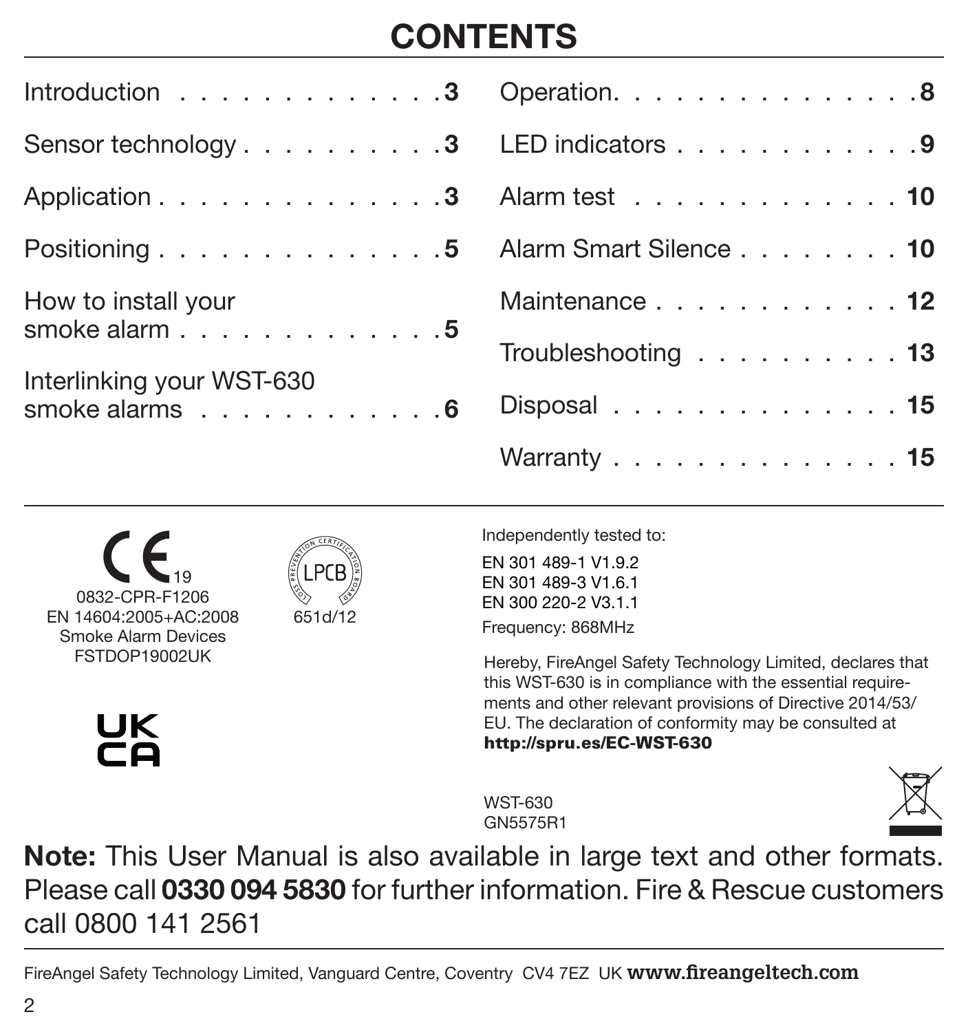# CONTENTS

| Section | Page |
|---|---|
| Introduction | 3 |
| Sensor technology | 3 |
| Application | 3 |
| Positioning | 5 |
| How to install your smoke alarm | 5 |
| Interlinking your WST-630 smoke alarms | 6 |
| Operation | 8 |
| LED indicators | 9 |
| Alarm test | 10 |
| Alarm Smart Silence | 10 |
| Maintenance | 12 |
| Troubleshooting | 13 |
| Disposal | 15 |
| Warranty | 15 |

CE 19
0832-CPR-F1206
EN 14604:2005+AC:2008
Smoke Alarm Devices
FSTDOP19002UK

LPCB
651d/12

UK CA

Independently tested to:

EN 301 489-1 V1.9.2
EN 301 489-3 V1.6.1
EN 300 220-2 V3.1.1

Frequency: 868MHz

Hereby, FireAngel Safety Technology Limited, declares that this WST-630 is in compliance with the essential requirements and other relevant provisions of Directive 2014/53/EU. The declaration of conformity may be consulted at **http://spru.es/EC-WST-630**

WST-630
GN5575R1

**Note:** This User Manual is also available in large text and other formats. Please call **0330 094 5830** for further information. Fire & Rescue customers call 0800 141 2561

FireAngel Safety Technology Limited, Vanguard Centre, Coventry CV4 7EZ UK **www.fireangeltech.com**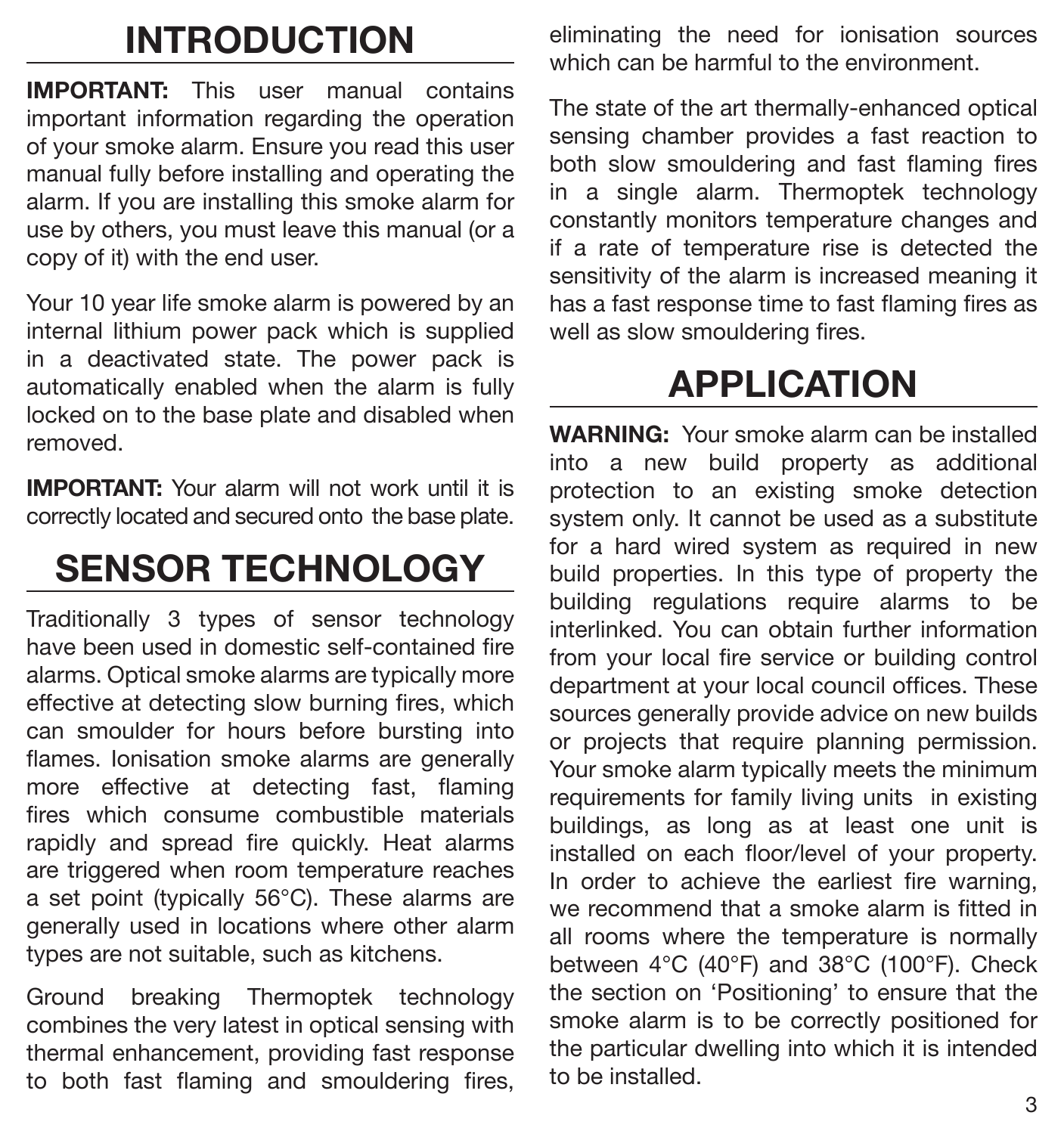# INTRODUCTION

**IMPORTANT:** This user manual contains important information regarding the operation of your smoke alarm. Ensure you read this user manual fully before installing and operating the alarm. If you are installing this smoke alarm for use by others, you must leave this manual (or a copy of it) with the end user.

Your 10 year life smoke alarm is powered by an internal lithium power pack which is supplied in a deactivated state. The power pack is automatically enabled when the alarm is fully locked on to the base plate and disabled when removed.

**IMPORTANT:** Your alarm will not work until it is correctly located and secured onto the base plate.

# SENSOR TECHNOLOGY

Traditionally 3 types of sensor technology have been used in domestic self-contained fire alarms. Optical smoke alarms are typically more effective at detecting slow burning fires, which can smoulder for hours before bursting into flames. Ionisation smoke alarms are generally more effective at detecting fast, flaming fires which consume combustible materials rapidly and spread fire quickly. Heat alarms are triggered when room temperature reaches a set point (typically 56°C). These alarms are generally used in locations where other alarm types are not suitable, such as kitchens.

Ground breaking Thermoptek technology combines the very latest in optical sensing with thermal enhancement, providing fast response to both fast flaming and smouldering fires, eliminating the need for ionisation sources which can be harmful to the environment.

The state of the art thermally-enhanced optical sensing chamber provides a fast reaction to both slow smouldering and fast flaming fires in a single alarm. Thermoptek technology constantly monitors temperature changes and if a rate of temperature rise is detected the sensitivity of the alarm is increased meaning it has a fast response time to fast flaming fires as well as slow smouldering fires.

# APPLICATION

**WARNING:** Your smoke alarm can be installed into a new build property as additional protection to an existing smoke detection system only. It cannot be used as a substitute for a hard wired system as required in new build properties. In this type of property the building regulations require alarms to be interlinked. You can obtain further information from your local fire service or building control department at your local council offices. These sources generally provide advice on new builds or projects that require planning permission. Your smoke alarm typically meets the minimum requirements for family living units in existing buildings, as long as at least one unit is installed on each floor/level of your property. In order to achieve the earliest fire warning, we recommend that a smoke alarm is fitted in all rooms where the temperature is normally between 4°C (40°F) and 38°C (100°F). Check the section on 'Positioning' to ensure that the smoke alarm is to be correctly positioned for the particular dwelling into which it is intended to be installed.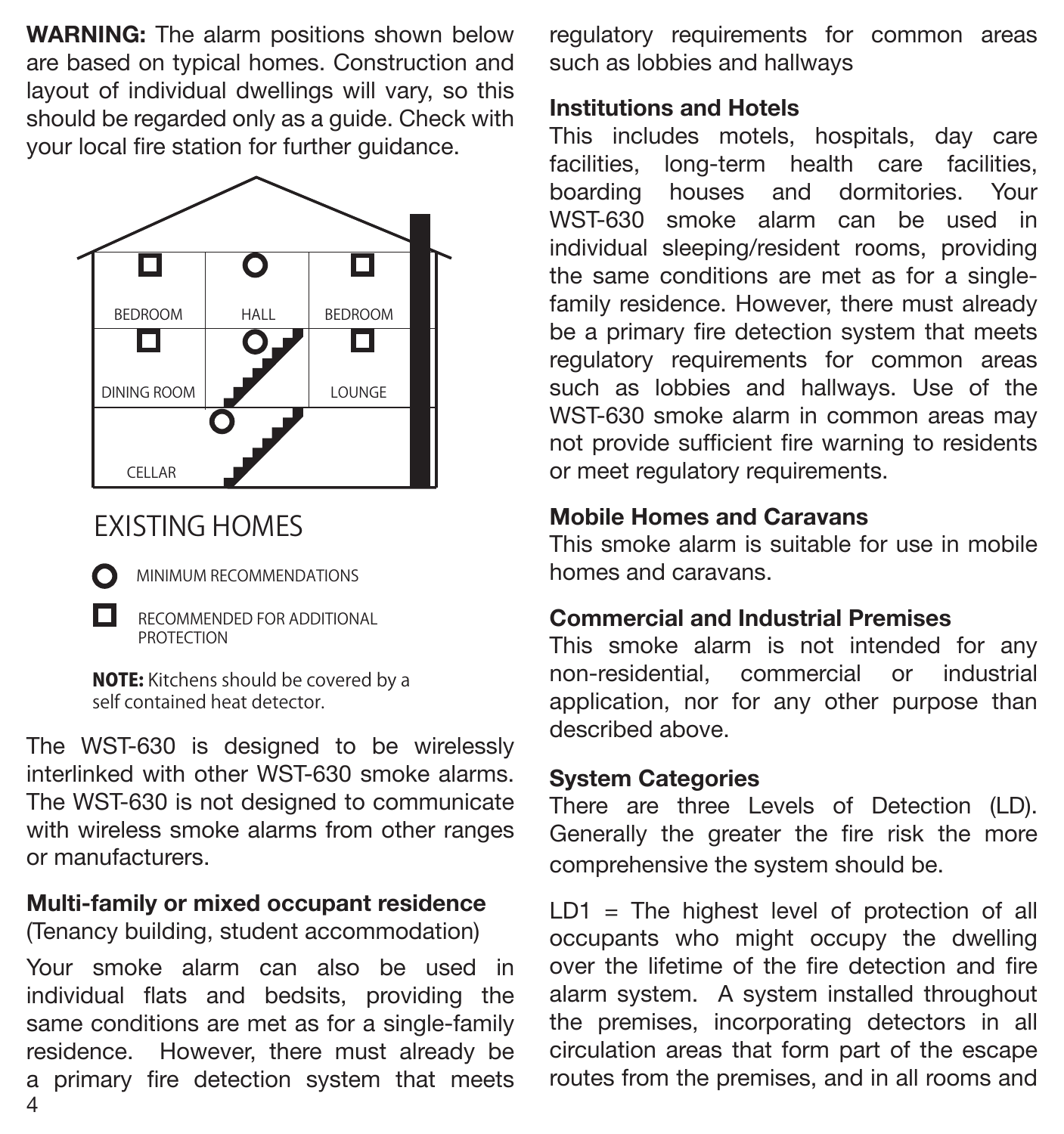**WARNING:** The alarm positions shown below are based on typical homes. Construction and layout of individual dwellings will vary, so this should be regarded only as a guide. Check with your local fire station for further guidance.

BEDROOM HALL BEDROOM

DINING ROOM LOUNGE

CELLAR

EXISTING HOMES

MINIMUM RECOMMENDATIONS

RECOMMENDED FOR ADDITIONAL PROTECTION

**NOTE:** Kitchens should be covered by a self contained heat detector.

The WST-630 is designed to be wirelessly interlinked with other WST-630 smoke alarms. The WST-630 is not designed to communicate with wireless smoke alarms from other ranges or manufacturers.

**Multi-family or mixed occupant residence**
(Tenancy building, student accommodation)

Your smoke alarm can also be used in individual flats and bedsits, providing the same conditions are met as for a single-family residence. However, there must already be a primary fire detection system that meets regulatory requirements for common areas such as lobbies and hallways

**Institutions and Hotels**
This includes motels, hospitals, day care facilities, long-term health care facilities, boarding houses and dormitories. Your WST-630 smoke alarm can be used in individual sleeping/resident rooms, providing the same conditions are met as for a single-family residence. However, there must already be a primary fire detection system that meets regulatory requirements for common areas such as lobbies and hallways. Use of the WST-630 smoke alarm in common areas may not provide sufficient fire warning to residents or meet regulatory requirements.

**Mobile Homes and Caravans**
This smoke alarm is suitable for use in mobile homes and caravans.

**Commercial and Industrial Premises**
This smoke alarm is not intended for any non-residential, commercial or industrial application, nor for any other purpose than described above.

**System Categories**
There are three Levels of Detection (LD). Generally the greater the fire risk the more comprehensive the system should be.

LD1 = The highest level of protection of all occupants who might occupy the dwelling over the lifetime of the fire detection and fire alarm system. A system installed throughout the premises, incorporating detectors in all circulation areas that form part of the escape routes from the premises, and in all rooms and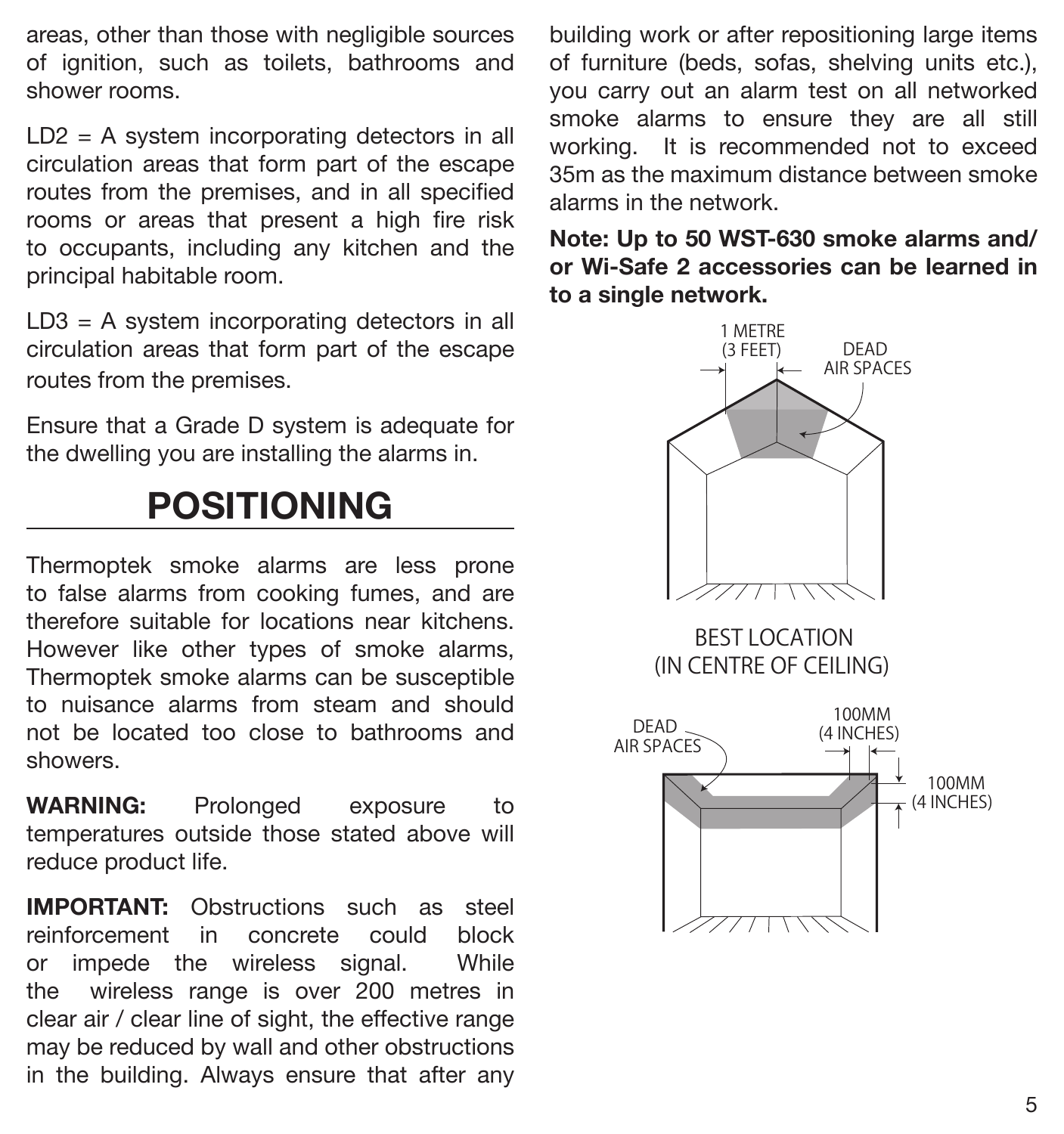areas, other than those with negligible sources of ignition, such as toilets, bathrooms and shower rooms.

LD2 = A system incorporating detectors in all circulation areas that form part of the escape routes from the premises, and in all specified rooms or areas that present a high fire risk to occupants, including any kitchen and the principal habitable room.

LD3 = A system incorporating detectors in all circulation areas that form part of the escape routes from the premises.

Ensure that a Grade D system is adequate for the dwelling you are installing the alarms in.

# POSITIONING

Thermoptek smoke alarms are less prone to false alarms from cooking fumes, and are therefore suitable for locations near kitchens. However like other types of smoke alarms, Thermoptek smoke alarms can be susceptible to nuisance alarms from steam and should not be located too close to bathrooms and showers.

**WARNING:** Prolonged exposure to temperatures outside those stated above will reduce product life.

**IMPORTANT:** Obstructions such as steel reinforcement in concrete could block or impede the wireless signal. While the wireless range is over 200 metres in clear air / clear line of sight, the effective range may be reduced by wall and other obstructions in the building. Always ensure that after any building work or after repositioning large items of furniture (beds, sofas, shelving units etc.), you carry out an alarm test on all networked smoke alarms to ensure they are all still working. It is recommended not to exceed 35m as the maximum distance between smoke alarms in the network.

**Note: Up to 50 WST-630 smoke alarms and/ or Wi-Safe 2 accessories can be learned in to a single network.**

1 METRE (3 FEET) — DEAD AIR SPACES

BEST LOCATION (IN CENTRE OF CEILING)

DEAD AIR SPACES — 100MM (4 INCHES) — 100MM (4 INCHES)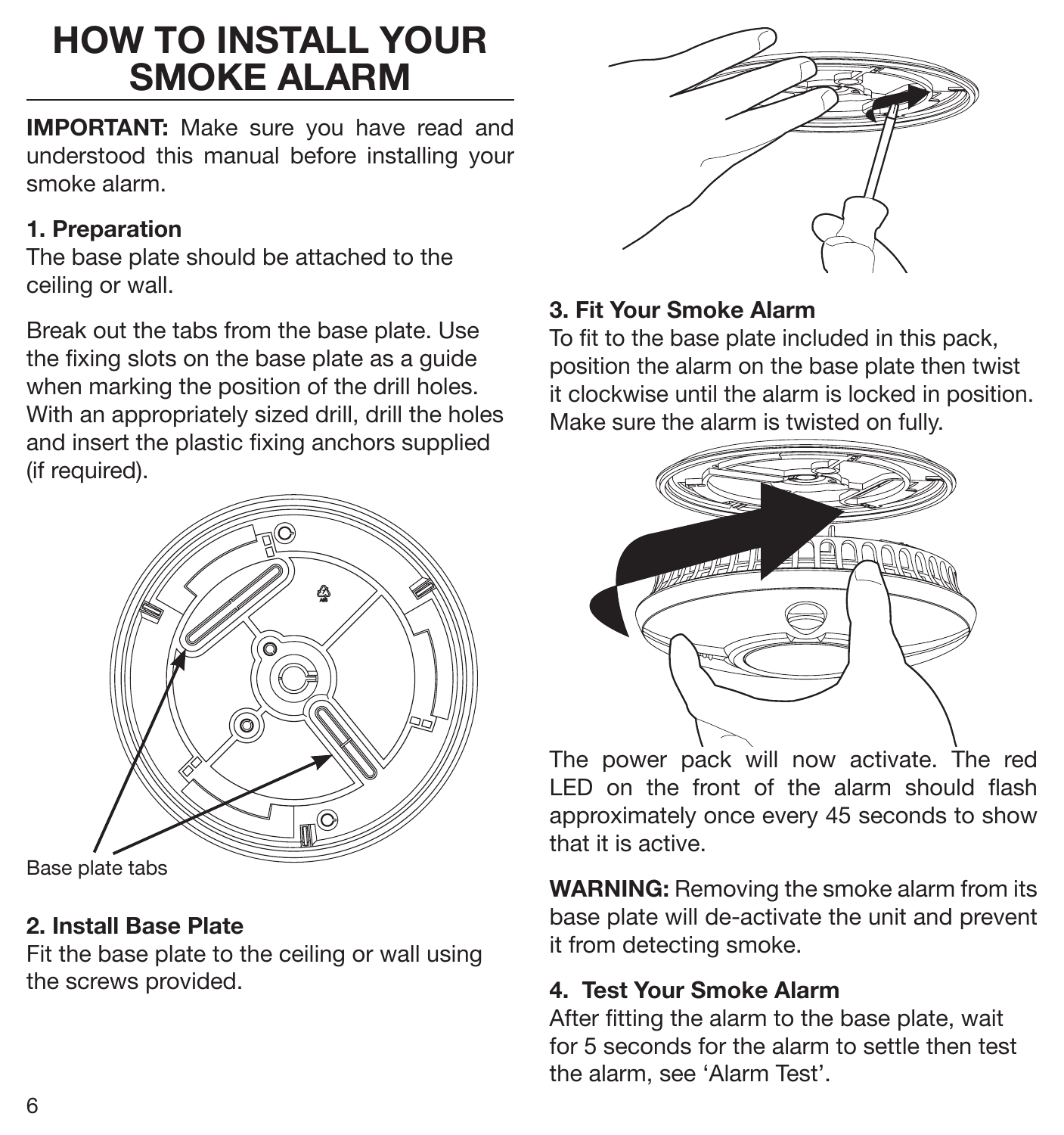# HOW TO INSTALL YOUR SMOKE ALARM

**IMPORTANT:** Make sure you have read and understood this manual before installing your smoke alarm.

### 1. Preparation

The base plate should be attached to the ceiling or wall.

Break out the tabs from the base plate. Use the fixing slots on the base plate as a guide when marking the position of the drill holes. With an appropriately sized drill, drill the holes and insert the plastic fixing anchors supplied (if required).

Base plate tabs

### 2. Install Base Plate

Fit the base plate to the ceiling or wall using the screws provided.

### 3. Fit Your Smoke Alarm

To fit to the base plate included in this pack, position the alarm on the base plate then twist it clockwise until the alarm is locked in position. Make sure the alarm is twisted on fully.

The power pack will now activate. The red LED on the front of the alarm should flash approximately once every 45 seconds to show that it is active.

**WARNING:** Removing the smoke alarm from its base plate will de-activate the unit and prevent it from detecting smoke.

### 4. Test Your Smoke Alarm

After fitting the alarm to the base plate, wait for 5 seconds for the alarm to settle then test the alarm, see 'Alarm Test'.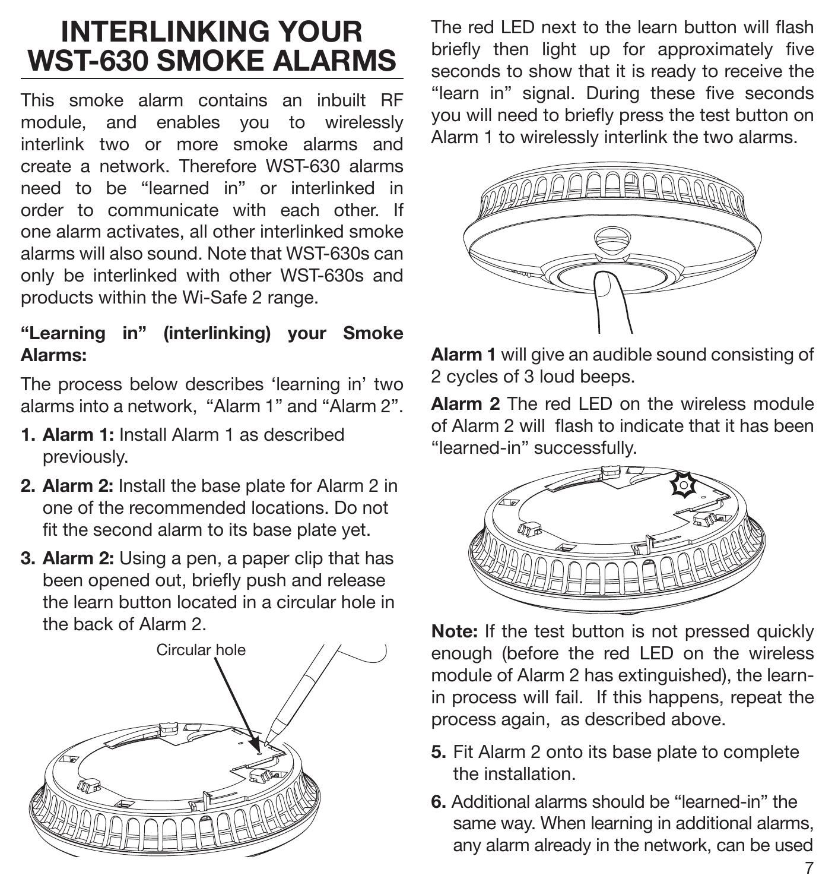# INTERLINKING YOUR WST-630 SMOKE ALARMS

This smoke alarm contains an inbuilt RF module, and enables you to wirelessly interlink two or more smoke alarms and create a network. Therefore WST-630 alarms need to be "learned in" or interlinked in order to communicate with each other. If one alarm activates, all other interlinked smoke alarms will also sound. Note that WST-630s can only be interlinked with other WST-630s and products within the Wi-Safe 2 range.

**"Learning in" (interlinking) your Smoke Alarms:**

The process below describes 'learning in' two alarms into a network, "Alarm 1" and "Alarm 2".

1. **Alarm 1:** Install Alarm 1 as described previously.
2. **Alarm 2:** Install the base plate for Alarm 2 in one of the recommended locations. Do not fit the second alarm to its base plate yet.
3. **Alarm 2:** Using a pen, a paper clip that has been opened out, briefly push and release the learn button located in a circular hole in the back of Alarm 2.

Circular hole

The red LED next to the learn button will flash briefly then light up for approximately five seconds to show that it is ready to receive the "learn in" signal. During these five seconds you will need to briefly press the test button on Alarm 1 to wirelessly interlink the two alarms.

**Alarm 1** will give an audible sound consisting of 2 cycles of 3 loud beeps.

**Alarm 2** The red LED on the wireless module of Alarm 2 will flash to indicate that it has been "learned-in" successfully.

**Note:** If the test button is not pressed quickly enough (before the red LED on the wireless module of Alarm 2 has extinguished), the learn-in process will fail. If this happens, repeat the process again, as described above.

5. Fit Alarm 2 onto its base plate to complete the installation.
6. Additional alarms should be "learned-in" the same way. When learning in additional alarms, any alarm already in the network, can be used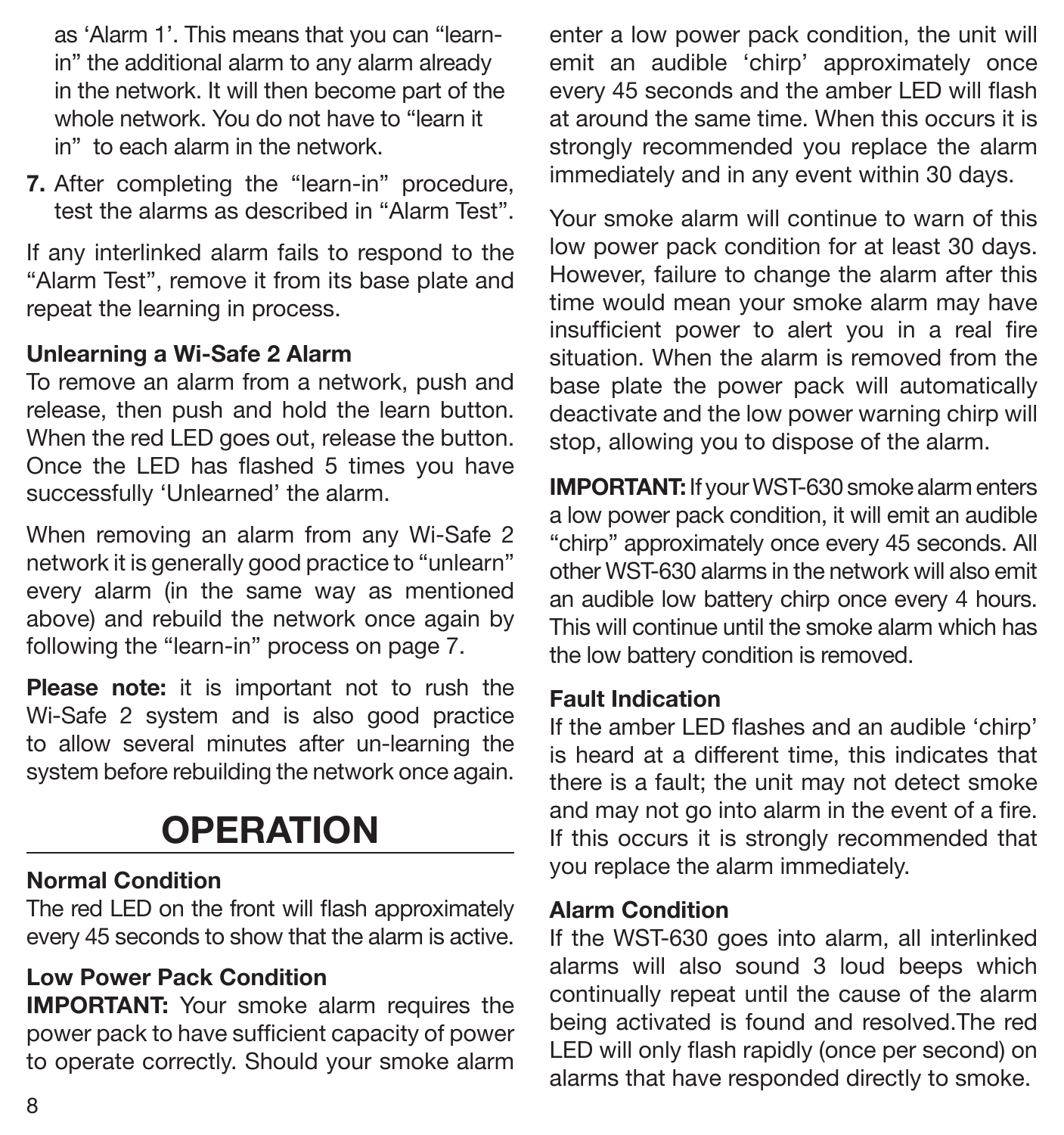as 'Alarm 1'. This means that you can "learn-in" the additional alarm to any alarm already in the network. It will then become part of the whole network. You do not have to "learn it in" to each alarm in the network.

7. After completing the "learn-in" procedure, test the alarms as described in "Alarm Test".

If any interlinked alarm fails to respond to the "Alarm Test", remove it from its base plate and repeat the learning in process.

**Unlearning a Wi-Safe 2 Alarm**
To remove an alarm from a network, push and release, then push and hold the learn button. When the red LED goes out, release the button. Once the LED has flashed 5 times you have successfully 'Unlearned' the alarm.

When removing an alarm from any Wi-Safe 2 network it is generally good practice to "unlearn" every alarm (in the same way as mentioned above) and rebuild the network once again by following the "learn-in" process on page 7.

**Please note:** it is important not to rush the Wi-Safe 2 system and is also good practice to allow several minutes after un-learning the system before rebuilding the network once again.

# OPERATION

**Normal Condition**
The red LED on the front will flash approximately every 45 seconds to show that the alarm is active.

**Low Power Pack Condition**
**IMPORTANT:** Your smoke alarm requires the power pack to have sufficient capacity of power to operate correctly. Should your smoke alarm enter a low power pack condition, the unit will emit an audible 'chirp' approximately once every 45 seconds and the amber LED will flash at around the same time. When this occurs it is strongly recommended you replace the alarm immediately and in any event within 30 days.

Your smoke alarm will continue to warn of this low power pack condition for at least 30 days. However, failure to change the alarm after this time would mean your smoke alarm may have insufficient power to alert you in a real fire situation. When the alarm is removed from the base plate the power pack will automatically deactivate and the low power warning chirp will stop, allowing you to dispose of the alarm.

**IMPORTANT:** If your WST-630 smoke alarm enters a low power pack condition, it will emit an audible "chirp" approximately once every 45 seconds. All other WST-630 alarms in the network will also emit an audible low battery chirp once every 4 hours. This will continue until the smoke alarm which has the low battery condition is removed.

**Fault Indication**
If the amber LED flashes and an audible 'chirp' is heard at a different time, this indicates that there is a fault; the unit may not detect smoke and may not go into alarm in the event of a fire. If this occurs it is strongly recommended that you replace the alarm immediately.

**Alarm Condition**
If the WST-630 goes into alarm, all interlinked alarms will also sound 3 loud beeps which continually repeat until the cause of the alarm being activated is found and resolved.The red LED will only flash rapidly (once per second) on alarms that have responded directly to smoke.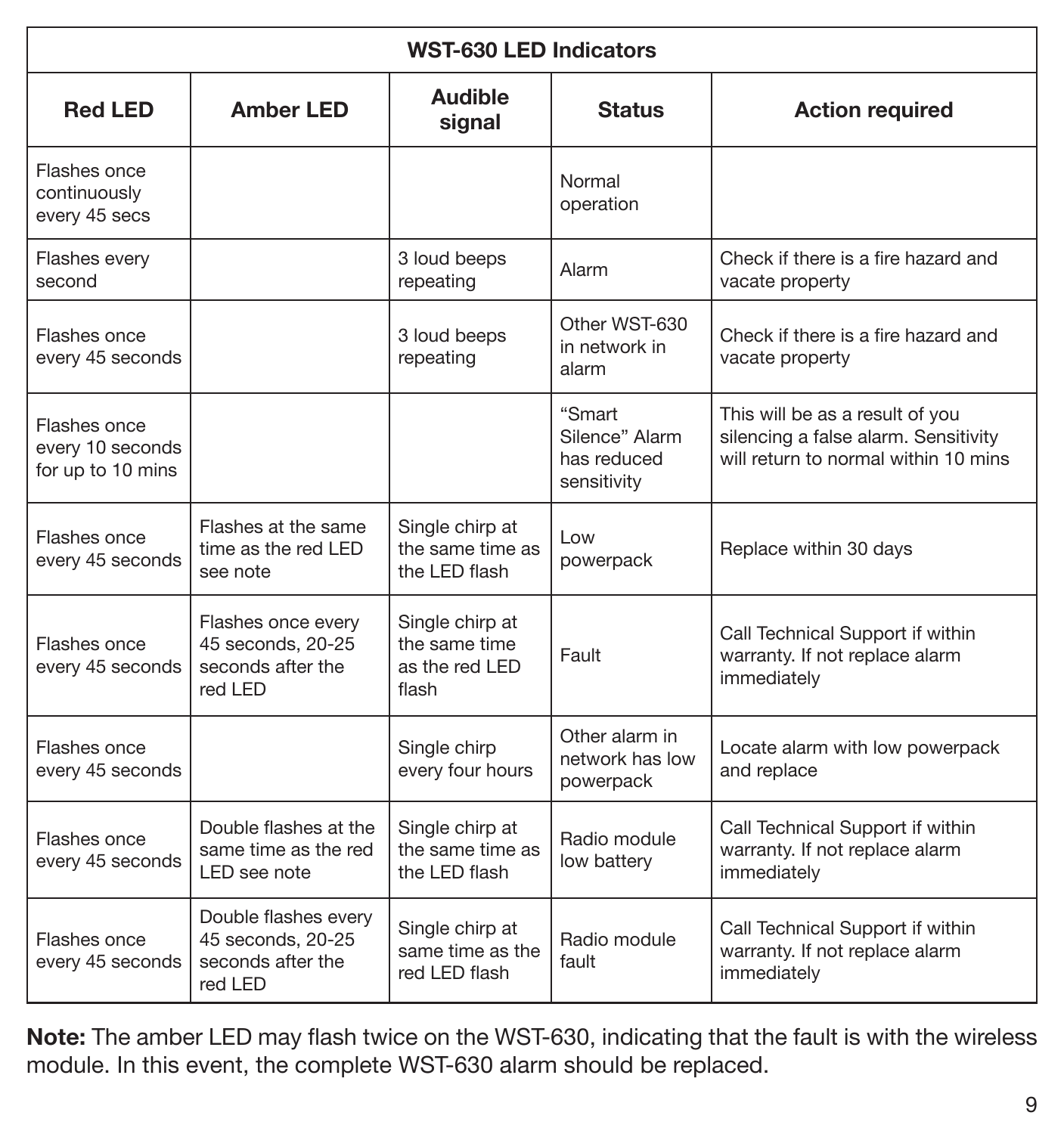| WST-630 LED Indicators | | | | |
|---|---|---|---|---|
| **Red LED** | **Amber LED** | **Audible signal** | **Status** | **Action required** |
| Flashes once continuously every 45 secs | | | Normal operation | |
| Flashes every second | | 3 loud beeps repeating | Alarm | Check if there is a fire hazard and vacate property |
| Flashes once every 45 seconds | | 3 loud beeps repeating | Other WST-630 in network in alarm | Check if there is a fire hazard and vacate property |
| Flashes once every 10 seconds for up to 10 mins | | | "Smart Silence" Alarm has reduced sensitivity | This will be as a result of you silencing a false alarm. Sensitivity will return to normal within 10 mins |
| Flashes once every 45 seconds | Flashes at the same time as the red LED see note | Single chirp at the same time as the LED flash | Low powerpack | Replace within 30 days |
| Flashes once every 45 seconds | Flashes once every 45 seconds, 20-25 seconds after the red LED | Single chirp at the same time as the red LED flash | Fault | Call Technical Support if within warranty. If not replace alarm immediately |
| Flashes once every 45 seconds | | Single chirp every four hours | Other alarm in network has low powerpack | Locate alarm with low powerpack and replace |
| Flashes once every 45 seconds | Double flashes at the same time as the red LED see note | Single chirp at the same time as the LED flash | Radio module low battery | Call Technical Support if within warranty. If not replace alarm immediately |
| Flashes once every 45 seconds | Double flashes every 45 seconds, 20-25 seconds after the red LED | Single chirp at same time as the red LED flash | Radio module fault | Call Technical Support if within warranty. If not replace alarm immediately |

**Note:** The amber LED may flash twice on the WST-630, indicating that the fault is with the wireless module. In this event, the complete WST-630 alarm should be replaced.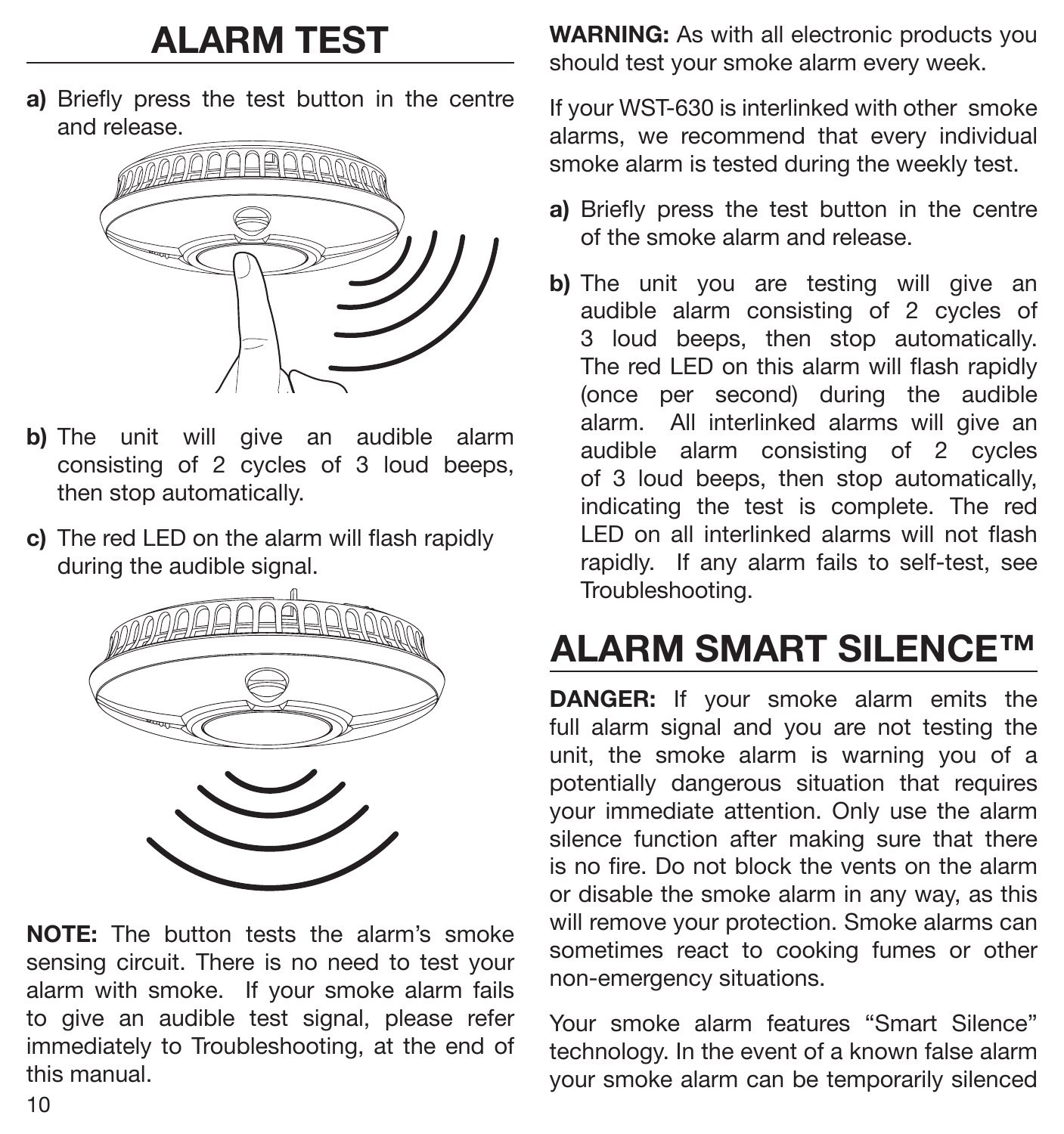# ALARM TEST

**a)** Briefly press the test button in the centre and release.

**b)** The unit will give an audible alarm consisting of 2 cycles of 3 loud beeps, then stop automatically.

**c)** The red LED on the alarm will flash rapidly during the audible signal.

**NOTE:** The button tests the alarm's smoke sensing circuit. There is no need to test your alarm with smoke. If your smoke alarm fails to give an audible test signal, please refer immediately to Troubleshooting, at the end of this manual.

**WARNING:** As with all electronic products you should test your smoke alarm every week.

If your WST-630 is interlinked with other smoke alarms, we recommend that every individual smoke alarm is tested during the weekly test.

**a)** Briefly press the test button in the centre of the smoke alarm and release.

**b)** The unit you are testing will give an audible alarm consisting of 2 cycles of 3 loud beeps, then stop automatically. The red LED on this alarm will flash rapidly (once per second) during the audible alarm. All interlinked alarms will give an audible alarm consisting of 2 cycles of 3 loud beeps, then stop automatically, indicating the test is complete. The red LED on all interlinked alarms will not flash rapidly. If any alarm fails to self-test, see Troubleshooting.

# ALARM SMART SILENCE™

**DANGER:** If your smoke alarm emits the full alarm signal and you are not testing the unit, the smoke alarm is warning you of a potentially dangerous situation that requires your immediate attention. Only use the alarm silence function after making sure that there is no fire. Do not block the vents on the alarm or disable the smoke alarm in any way, as this will remove your protection. Smoke alarms can sometimes react to cooking fumes or other non-emergency situations.

Your smoke alarm features "Smart Silence" technology. In the event of a known false alarm your smoke alarm can be temporarily silenced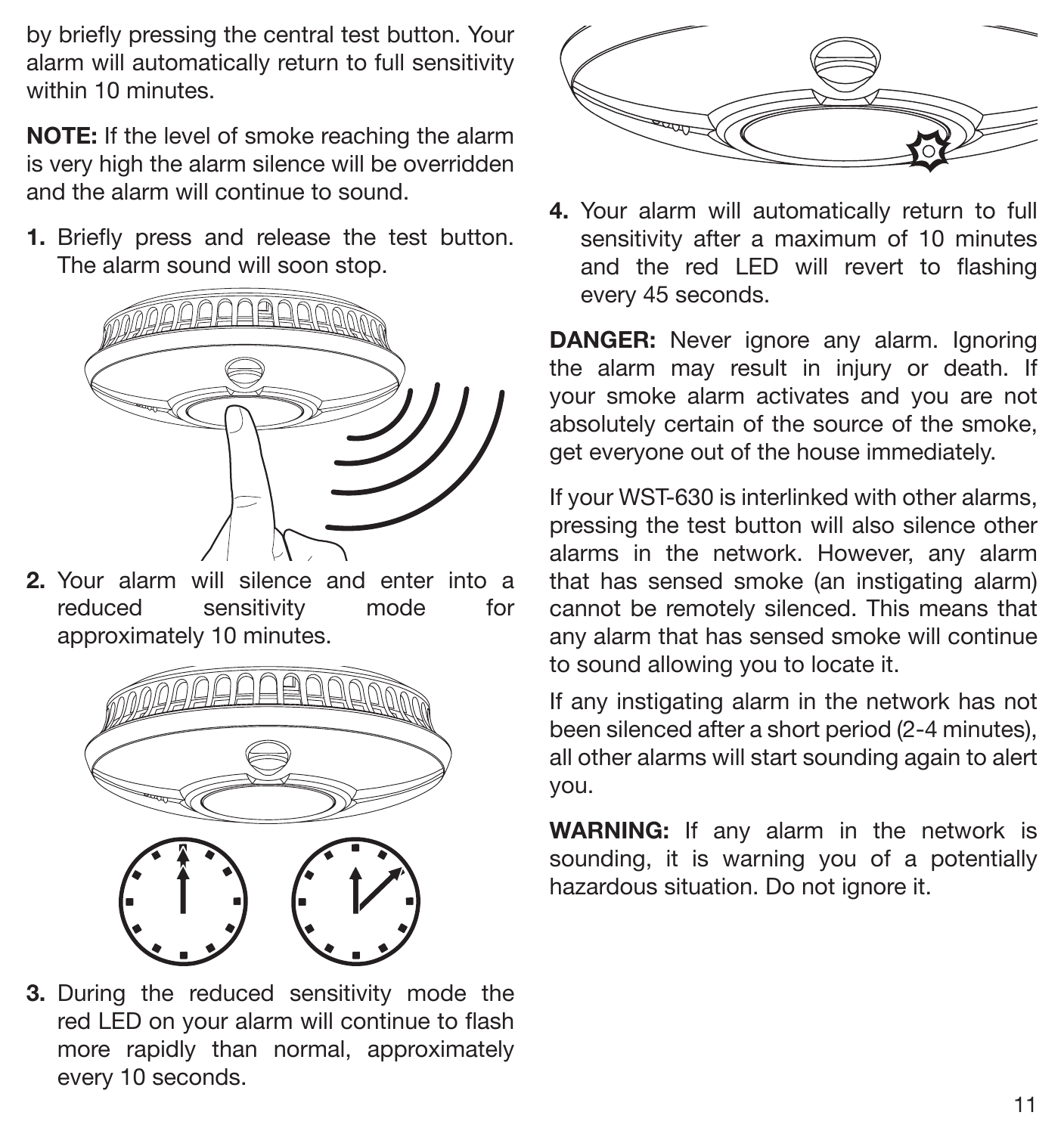by briefly pressing the central test button. Your alarm will automatically return to full sensitivity within 10 minutes.

**NOTE:** If the level of smoke reaching the alarm is very high the alarm silence will be overridden and the alarm will continue to sound.

1. Briefly press and release the test button. The alarm sound will soon stop.

2. Your alarm will silence and enter into a reduced sensitivity mode for approximately 10 minutes.

3. During the reduced sensitivity mode the red LED on your alarm will continue to flash more rapidly than normal, approximately every 10 seconds.

4. Your alarm will automatically return to full sensitivity after a maximum of 10 minutes and the red LED will revert to flashing every 45 seconds.

**DANGER:** Never ignore any alarm. Ignoring the alarm may result in injury or death. If your smoke alarm activates and you are not absolutely certain of the source of the smoke, get everyone out of the house immediately.

If your WST-630 is interlinked with other alarms, pressing the test button will also silence other alarms in the network. However, any alarm that has sensed smoke (an instigating alarm) cannot be remotely silenced. This means that any alarm that has sensed smoke will continue to sound allowing you to locate it.

If any instigating alarm in the network has not been silenced after a short period (2-4 minutes), all other alarms will start sounding again to alert you.

**WARNING:** If any alarm in the network is sounding, it is warning you of a potentially hazardous situation. Do not ignore it.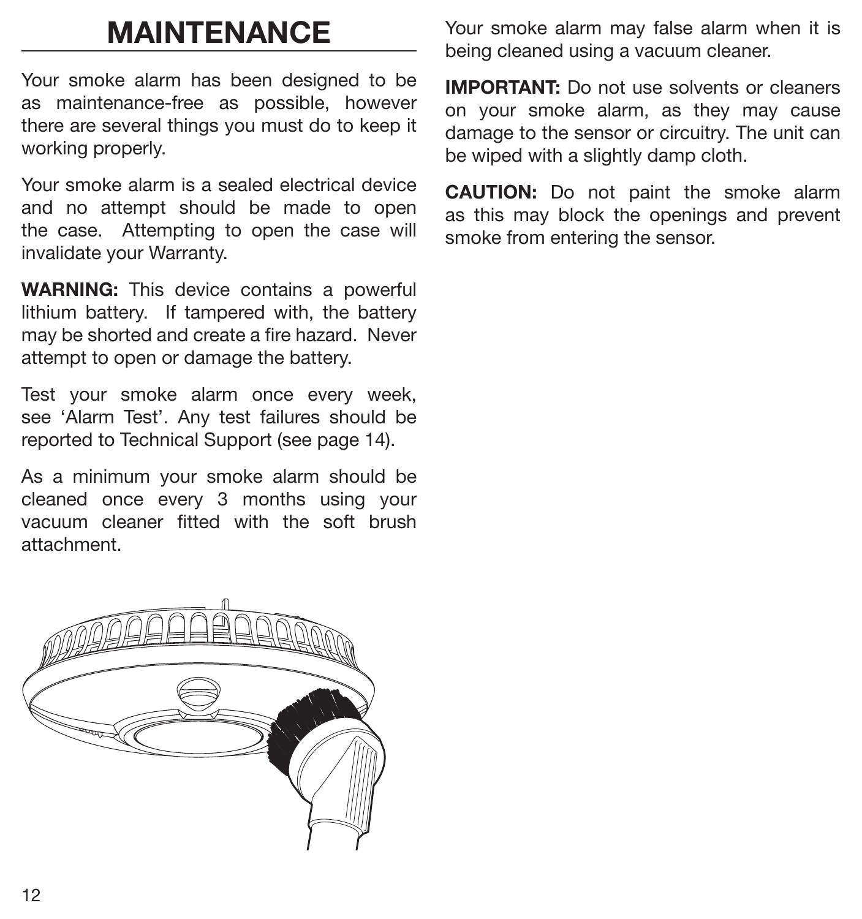# MAINTENANCE

Your smoke alarm has been designed to be as maintenance-free as possible, however there are several things you must do to keep it working properly.

Your smoke alarm is a sealed electrical device and no attempt should be made to open the case. Attempting to open the case will invalidate your Warranty.

**WARNING:** This device contains a powerful lithium battery. If tampered with, the battery may be shorted and create a fire hazard. Never attempt to open or damage the battery.

Test your smoke alarm once every week, see 'Alarm Test'. Any test failures should be reported to Technical Support (see page 14).

As a minimum your smoke alarm should be cleaned once every 3 months using your vacuum cleaner fitted with the soft brush attachment.

Your smoke alarm may false alarm when it is being cleaned using a vacuum cleaner.

**IMPORTANT:** Do not use solvents or cleaners on your smoke alarm, as they may cause damage to the sensor or circuitry. The unit can be wiped with a slightly damp cloth.

**CAUTION:** Do not paint the smoke alarm as this may block the openings and prevent smoke from entering the sensor.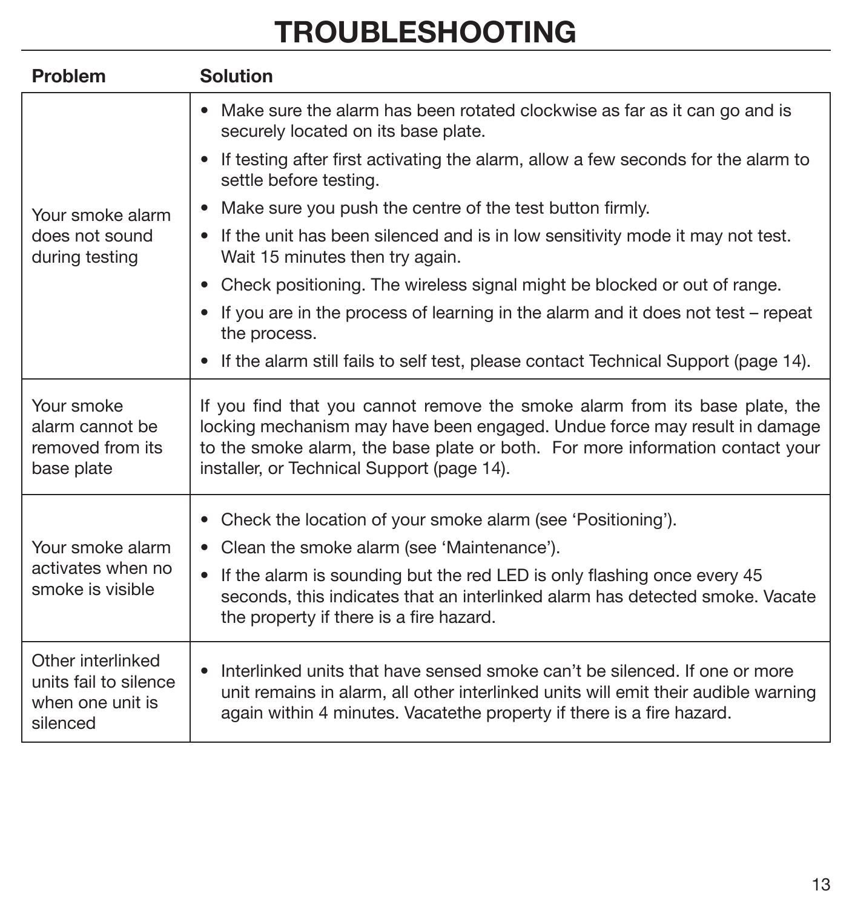# TROUBLESHOOTING

| Problem | Solution |
|---|---|
| Your smoke alarm does not sound during testing | • Make sure the alarm has been rotated clockwise as far as it can go and is securely located on its base plate.<br>• If testing after first activating the alarm, allow a few seconds for the alarm to settle before testing.<br>• Make sure you push the centre of the test button firmly.<br>• If the unit has been silenced and is in low sensitivity mode it may not test. Wait 15 minutes then try again.<br>• Check positioning. The wireless signal might be blocked or out of range.<br>• If you are in the process of learning in the alarm and it does not test – repeat the process.<br>• If the alarm still fails to self test, please contact Technical Support (page 14). |
| Your smoke alarm cannot be removed from its base plate | If you find that you cannot remove the smoke alarm from its base plate, the locking mechanism may have been engaged. Undue force may result in damage to the smoke alarm, the base plate or both. For more information contact your installer, or Technical Support (page 14). |
| Your smoke alarm activates when no smoke is visible | • Check the location of your smoke alarm (see 'Positioning').<br>• Clean the smoke alarm (see 'Maintenance').<br>• If the alarm is sounding but the red LED is only flashing once every 45 seconds, this indicates that an interlinked alarm has detected smoke. Vacate the property if there is a fire hazard. |
| Other interlinked units fail to silence when one unit is silenced | • Interlinked units that have sensed smoke can't be silenced. If one or more unit remains in alarm, all other interlinked units will emit their audible warning again within 4 minutes. Vacatethe property if there is a fire hazard. |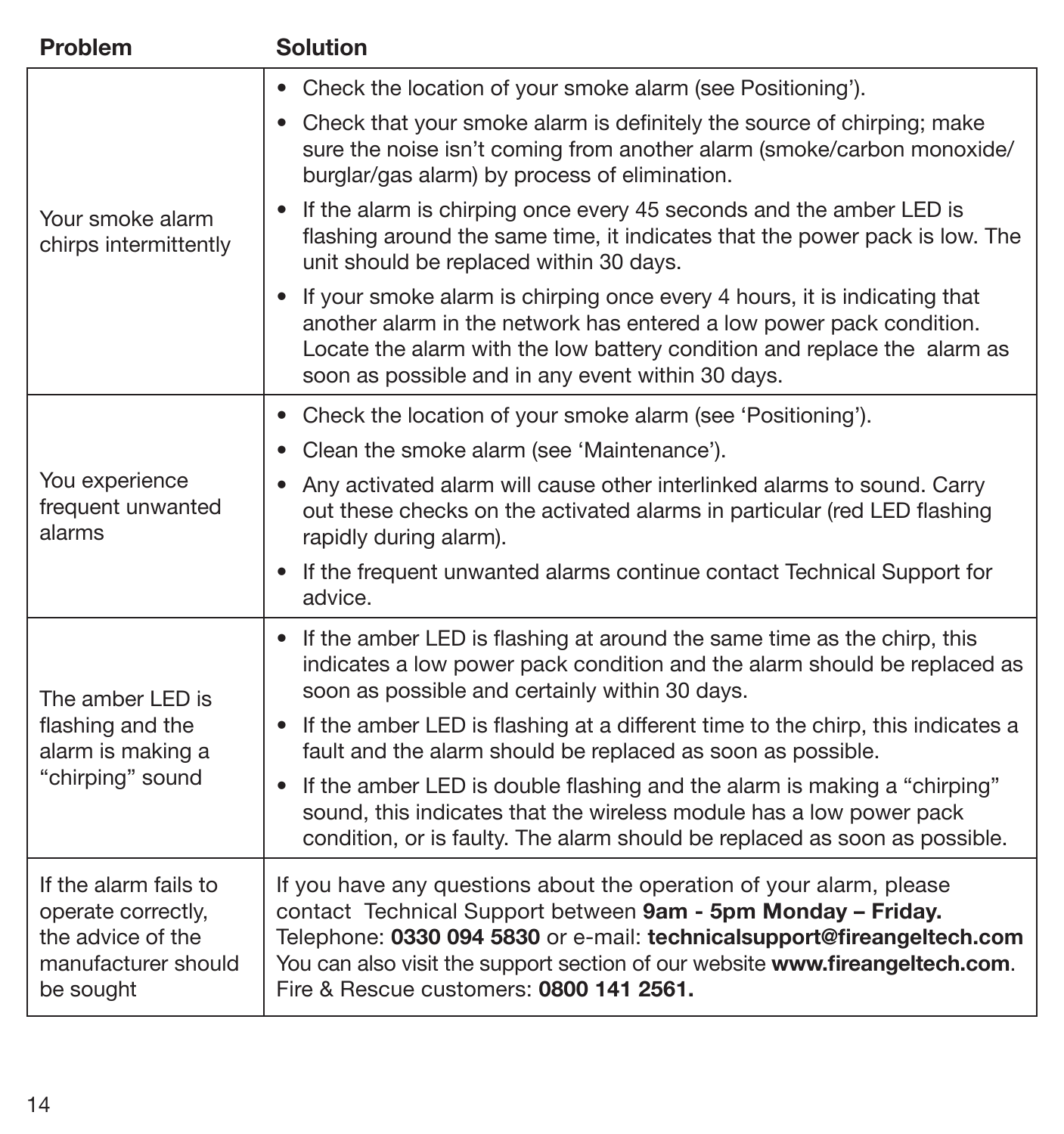| Problem | Solution |
| --- | --- |
| Your smoke alarm chirps intermittently | • Check the location of your smoke alarm (see Positioning').<br>• Check that your smoke alarm is definitely the source of chirping; make sure the noise isn't coming from another alarm (smoke/carbon monoxide/ burglar/gas alarm) by process of elimination.<br>• If the alarm is chirping once every 45 seconds and the amber LED is flashing around the same time, it indicates that the power pack is low. The unit should be replaced within 30 days.<br>• If your smoke alarm is chirping once every 4 hours, it is indicating that another alarm in the network has entered a low power pack condition. Locate the alarm with the low battery condition and replace the alarm as soon as possible and in any event within 30 days. |
| You experience frequent unwanted alarms | • Check the location of your smoke alarm (see 'Positioning').<br>• Clean the smoke alarm (see 'Maintenance').<br>• Any activated alarm will cause other interlinked alarms to sound. Carry out these checks on the activated alarms in particular (red LED flashing rapidly during alarm).<br>• If the frequent unwanted alarms continue contact Technical Support for advice. |
| The amber LED is flashing and the alarm is making a "chirping" sound | • If the amber LED is flashing at around the same time as the chirp, this indicates a low power pack condition and the alarm should be replaced as soon as possible and certainly within 30 days.<br>• If the amber LED is flashing at a different time to the chirp, this indicates a fault and the alarm should be replaced as soon as possible.<br>• If the amber LED is double flashing and the alarm is making a "chirping" sound, this indicates that the wireless module has a low power pack condition, or is faulty. The alarm should be replaced as soon as possible. |
| If the alarm fails to operate correctly, the advice of the manufacturer should be sought | If you have any questions about the operation of your alarm, please contact Technical Support between **9am - 5pm Monday – Friday.** Telephone: **0330 094 5830** or e-mail: **technicalsupport@fireangeltech.com** You can also visit the support section of our website **www.fireangeltech.com**. Fire & Rescue customers: **0800 141 2561.** |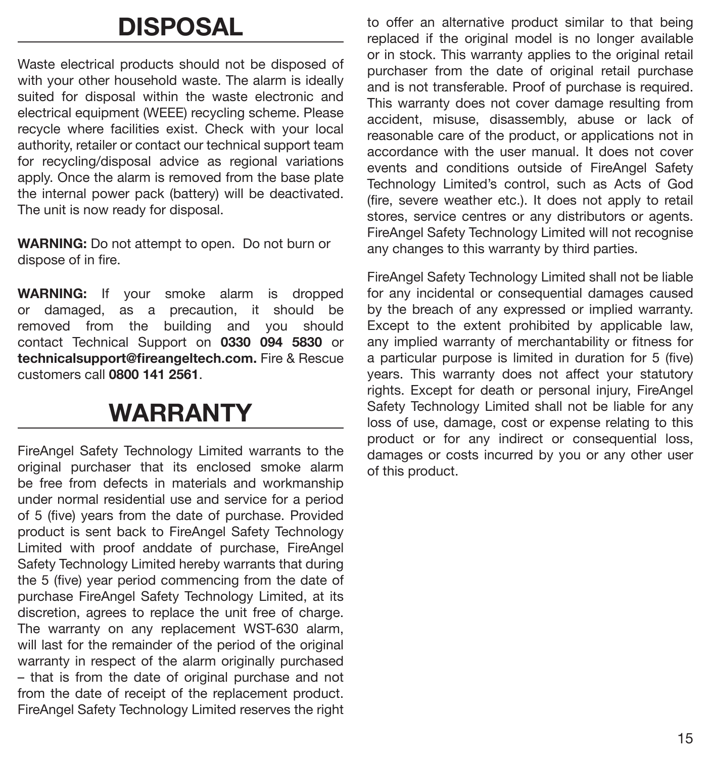# DISPOSAL

Waste electrical products should not be disposed of with your other household waste. The alarm is ideally suited for disposal within the waste electronic and electrical equipment (WEEE) recycling scheme. Please recycle where facilities exist. Check with your local authority, retailer or contact our technical support team for recycling/disposal advice as regional variations apply. Once the alarm is removed from the base plate the internal power pack (battery) will be deactivated. The unit is now ready for disposal.

**WARNING:** Do not attempt to open. Do not burn or dispose of in fire.

**WARNING:** If your smoke alarm is dropped or damaged, as a precaution, it should be removed from the building and you should contact Technical Support on **0330 094 5830** or **technicalsupport@fireangeltech.com.** Fire & Rescue customers call **0800 141 2561**.

# WARRANTY

FireAngel Safety Technology Limited warrants to the original purchaser that its enclosed smoke alarm be free from defects in materials and workmanship under normal residential use and service for a period of 5 (five) years from the date of purchase. Provided product is sent back to FireAngel Safety Technology Limited with proof anddate of purchase, FireAngel Safety Technology Limited hereby warrants that during the 5 (five) year period commencing from the date of purchase FireAngel Safety Technology Limited, at its discretion, agrees to replace the unit free of charge. The warranty on any replacement WST-630 alarm, will last for the remainder of the period of the original warranty in respect of the alarm originally purchased – that is from the date of original purchase and not from the date of receipt of the replacement product. FireAngel Safety Technology Limited reserves the right to offer an alternative product similar to that being replaced if the original model is no longer available or in stock. This warranty applies to the original retail purchaser from the date of original retail purchase and is not transferable. Proof of purchase is required. This warranty does not cover damage resulting from accident, misuse, disassembly, abuse or lack of reasonable care of the product, or applications not in accordance with the user manual. It does not cover events and conditions outside of FireAngel Safety Technology Limited's control, such as Acts of God (fire, severe weather etc.). It does not apply to retail stores, service centres or any distributors or agents. FireAngel Safety Technology Limited will not recognise any changes to this warranty by third parties.

FireAngel Safety Technology Limited shall not be liable for any incidental or consequential damages caused by the breach of any expressed or implied warranty. Except to the extent prohibited by applicable law, any implied warranty of merchantability or fitness for a particular purpose is limited in duration for 5 (five) years. This warranty does not affect your statutory rights. Except for death or personal injury, FireAngel Safety Technology Limited shall not be liable for any loss of use, damage, cost or expense relating to this product or for any indirect or consequential loss, damages or costs incurred by you or any other user of this product.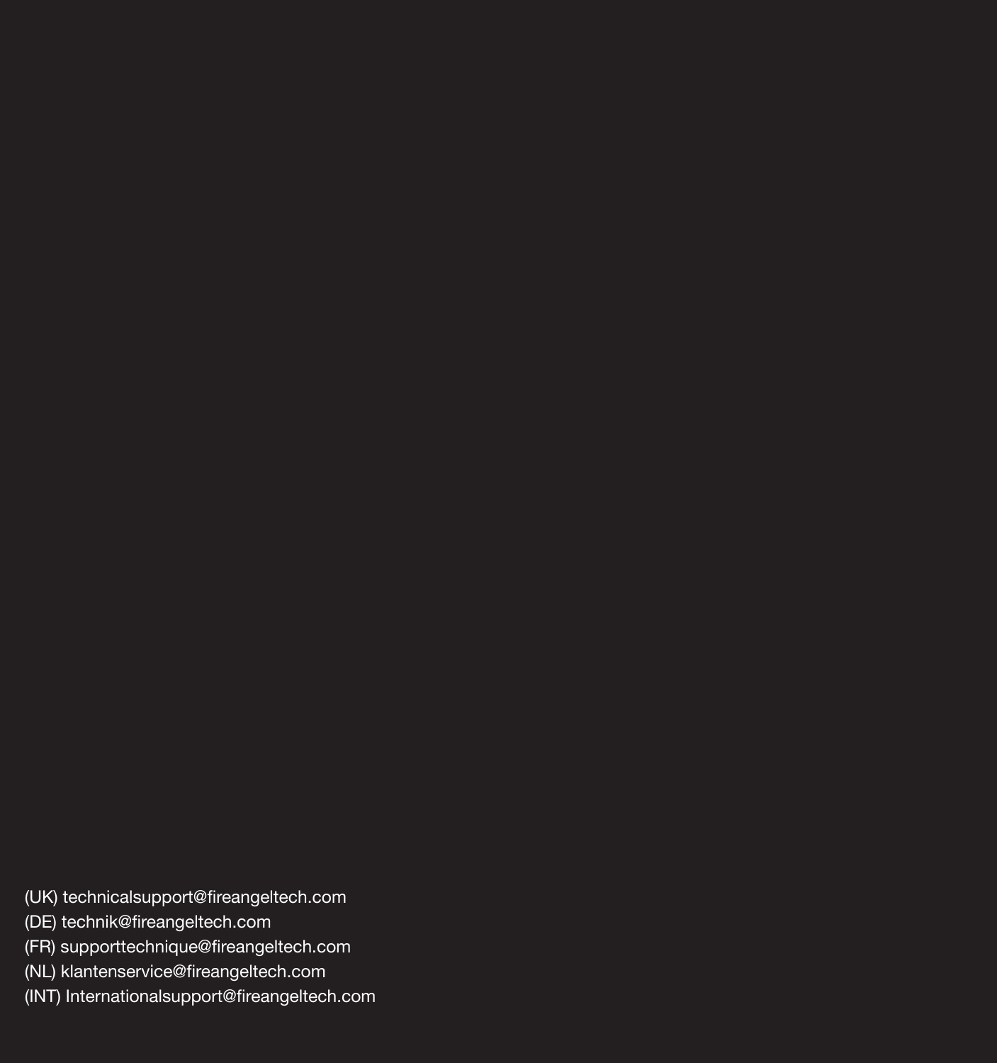(UK) technicalsupport@fireangeltech.com
(DE) technik@fireangeltech.com
(FR) supporttechnique@fireangeltech.com
(NL) klantenservice@fireangeltech.com
(INT) Internationalsupport@fireangeltech.com